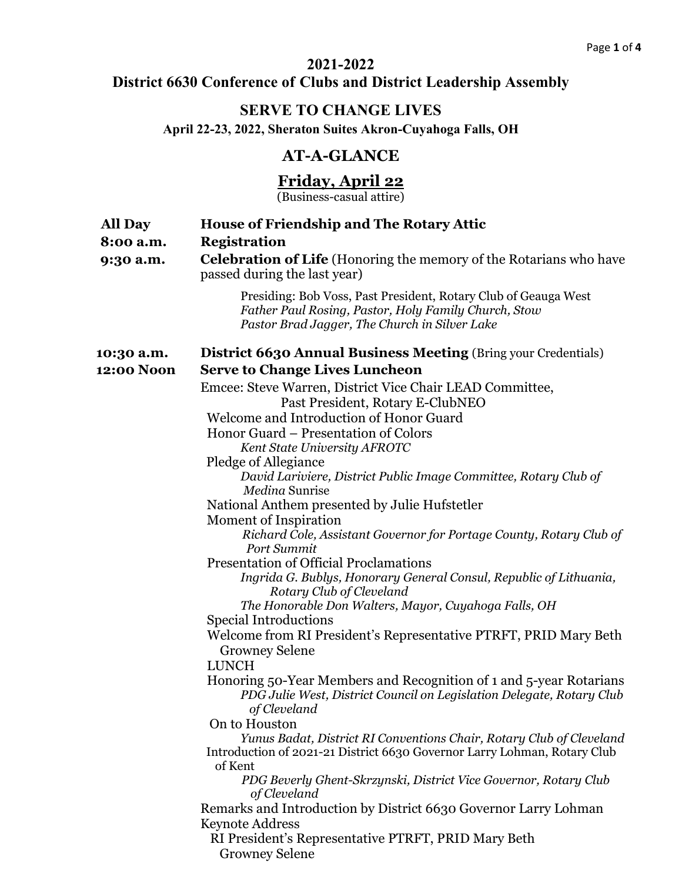# 2021-2022
# District 6630 Conference of Clubs and District Leadership Assembly

## SERVE TO CHANGE LIVES

**April 22-23, 2022, Sheraton Suites Akron-Cuyahoga Falls, OH**

## AT-A-GLANCE

## Friday, April 22

(Business-casual attire)

**All Day** **House of Friendship and The Rotary Attic**

**8:00 a.m.** **Registration**

**9:30 a.m.** **Celebration of Life** (Honoring the memory of the Rotarians who have passed during the last year)

Presiding: Bob Voss, Past President, Rotary Club of Geauga West
*Father Paul Rosing, Pastor, Holy Family Church, Stow*
*Pastor Brad Jagger, The Church in Silver Lake*

**10:30 a.m.** **District 6630 Annual Business Meeting** (Bring your Credentials)

**12:00 Noon** **Serve to Change Lives Luncheon**

Emcee: Steve Warren, District Vice Chair LEAD Committee, Past President, Rotary E-ClubNEO

- Welcome and Introduction of Honor Guard
- Honor Guard – Presentation of Colors
  - *Kent State University AFROTC*
- Pledge of Allegiance
  - *David Lariviere, District Public Image Committee, Rotary Club of Medina* Sunrise
- National Anthem presented by Julie Hufstetler
- Moment of Inspiration
  - *Richard Cole, Assistant Governor for Portage County, Rotary Club of Port Summit*
- Presentation of Official Proclamations
  - *Ingrida G. Bublys, Honorary General Consul, Republic of Lithuania, Rotary Club of Cleveland*
  - *The Honorable Don Walters, Mayor, Cuyahoga Falls, OH*
- Special Introductions
- Welcome from RI President's Representative PTRFT, PRID Mary Beth Growney Selene
- LUNCH
- Honoring 50-Year Members and Recognition of 1 and 5-year Rotarians
  - *PDG Julie West, District Council on Legislation Delegate, Rotary Club of Cleveland*
- On to Houston
  - *Yunus Badat, District RI Conventions Chair, Rotary Club of Cleveland*
- Introduction of 2021-21 District 6630 Governor Larry Lohman, Rotary Club of Kent
  - *PDG Beverly Ghent-Skrzynski, District Vice Governor, Rotary Club of Cleveland*
- Remarks and Introduction by District 6630 Governor Larry Lohman
- Keynote Address
  - RI President's Representative PTRFT, PRID Mary Beth Growney Selene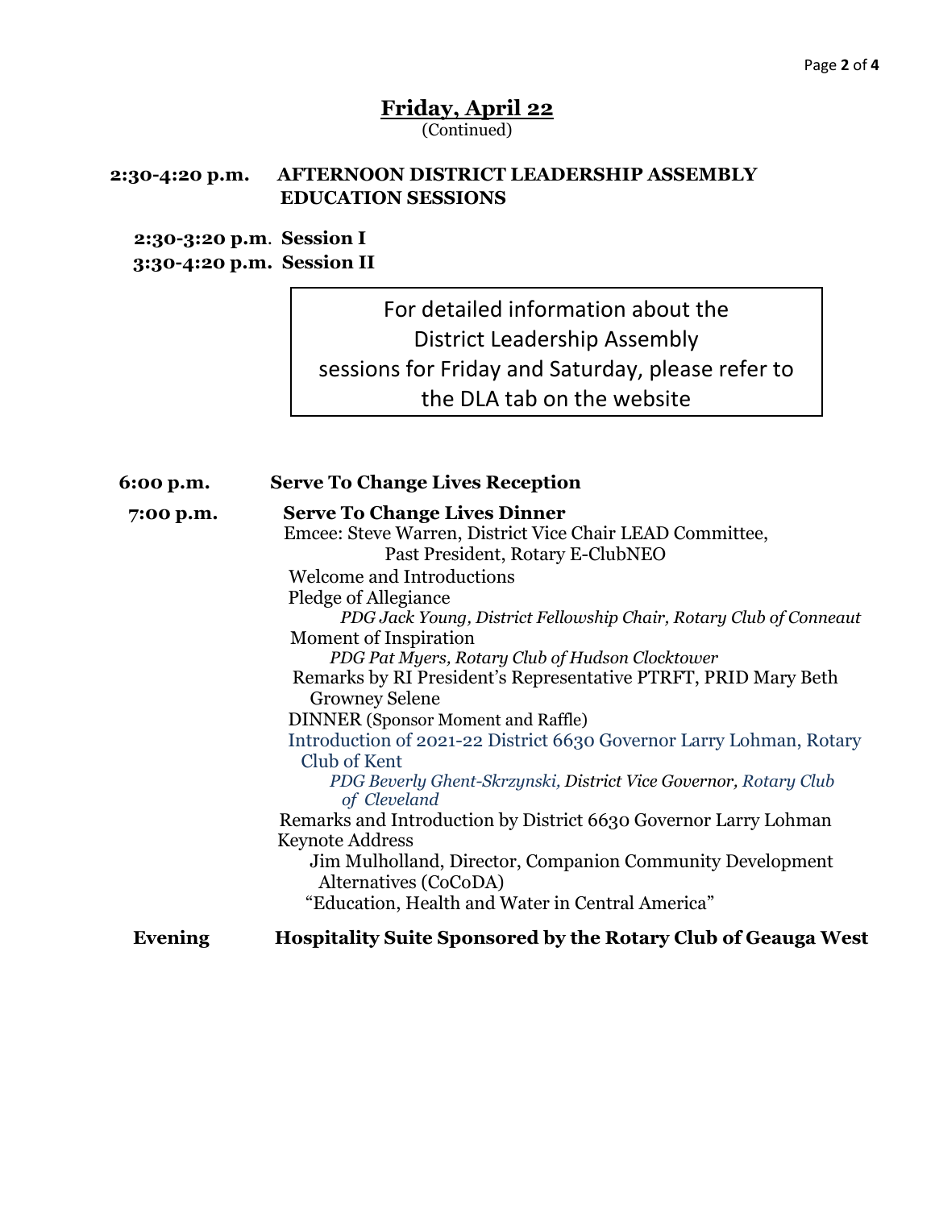## Friday, April 22
(Continued)

**2:30-4:20 p.m. AFTERNOON DISTRICT LEADERSHIP ASSEMBLY EDUCATION SESSIONS**

**2:30-3:20 p.m. Session I**
**3:30-4:20 p.m. Session II**

> For detailed information about the District Leadership Assembly sessions for Friday and Saturday, please refer to the DLA tab on the website

**6:00 p.m.** **Serve To Change Lives Reception**

**7:00 p.m.** **Serve To Change Lives Dinner**

Emcee: Steve Warren, District Vice Chair LEAD Committee, Past President, Rotary E-ClubNEO

Welcome and Introductions

Pledge of Allegiance
*PDG Jack Young, District Fellowship Chair, Rotary Club of Conneaut*

Moment of Inspiration
*PDG Pat Myers, Rotary Club of Hudson Clocktower*

Remarks by RI President's Representative PTRFT, PRID Mary Beth Growney Selene

DINNER (Sponsor Moment and Raffle)

Introduction of 2021-22 District 6630 Governor Larry Lohman, Rotary Club of Kent
*PDG Beverly Ghent-Skrzynski, District Vice Governor, Rotary Club of Cleveland*

Remarks and Introduction by District 6630 Governor Larry Lohman

Keynote Address
Jim Mulholland, Director, Companion Community Development Alternatives (CoCoDA)
"Education, Health and Water in Central America"

**Evening** **Hospitality Suite Sponsored by the Rotary Club of Geauga West**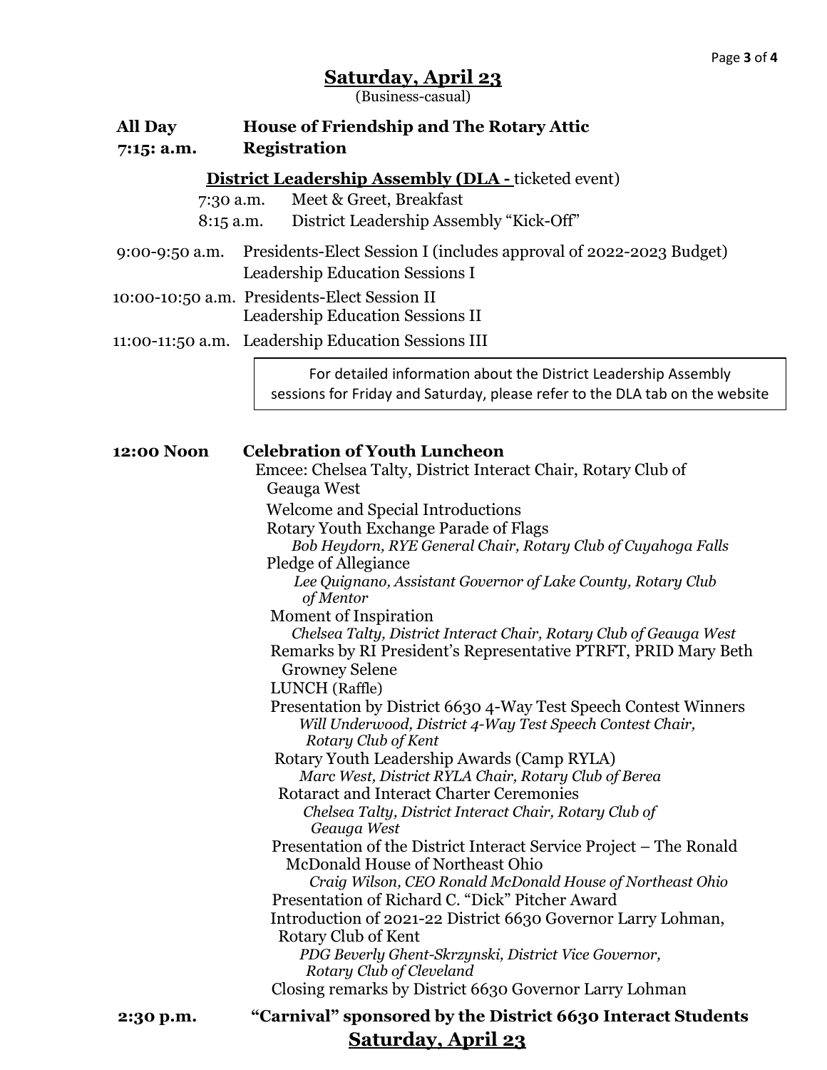## Saturday, April 23

(Business-casual)

**All Day** **House of Friendship and The Rotary Attic**

**7:15: a.m.** **Registration**

**District Leadership Assembly (DLA -** ticketed event)

7:30 a.m. Meet & Greet, Breakfast

8:15 a.m. District Leadership Assembly "Kick-Off"

9:00-9:50 a.m. Presidents-Elect Session I (includes approval of 2022-2023 Budget)
Leadership Education Sessions I

10:00-10:50 a.m. Presidents-Elect Session II
Leadership Education Sessions II

11:00-11:50 a.m. Leadership Education Sessions III

> For detailed information about the District Leadership Assembly sessions for Friday and Saturday, please refer to the DLA tab on the website

**12:00 Noon** **Celebration of Youth Luncheon**

Emcee: Chelsea Talty, District Interact Chair, Rotary Club of Geauga West

Welcome and Special Introductions

Rotary Youth Exchange Parade of Flags
*Bob Heydorn, RYE General Chair, Rotary Club of Cuyahoga Falls*

Pledge of Allegiance
*Lee Quignano, Assistant Governor of Lake County, Rotary Club of Mentor*

Moment of Inspiration
*Chelsea Talty, District Interact Chair, Rotary Club of Geauga West*

Remarks by RI President's Representative PTRFT, PRID Mary Beth Growney Selene

LUNCH (Raffle)

Presentation by District 6630 4-Way Test Speech Contest Winners
*Will Underwood, District 4-Way Test Speech Contest Chair, Rotary Club of Kent*

Rotary Youth Leadership Awards (Camp RYLA)
*Marc West, District RYLA Chair, Rotary Club of Berea*

Rotaract and Interact Charter Ceremonies
*Chelsea Talty, District Interact Chair, Rotary Club of Geauga West*

Presentation of the District Interact Service Project – The Ronald McDonald House of Northeast Ohio
*Craig Wilson, CEO Ronald McDonald House of Northeast Ohio*

Presentation of Richard C. "Dick" Pitcher Award

Introduction of 2021-22 District 6630 Governor Larry Lohman, Rotary Club of Kent
*PDG Beverly Ghent-Skrzynski, District Vice Governor, Rotary Club of Cleveland*

Closing remarks by District 6630 Governor Larry Lohman

**2:30 p.m.** **"Carnival" sponsored by the District 6630 Interact Students**

## Saturday, April 23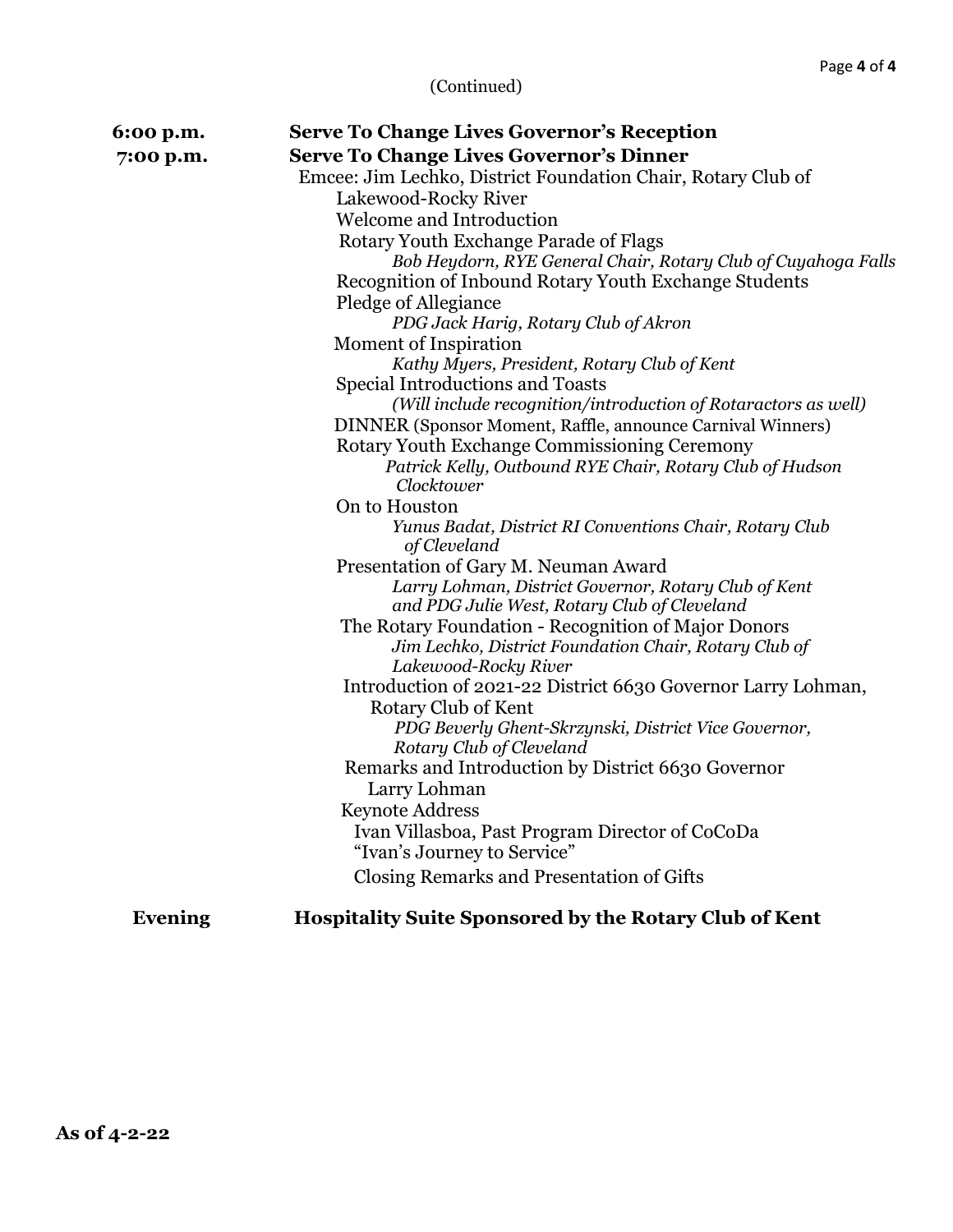(Continued)

**6:00 p.m.** **Serve To Change Lives Governor's Reception**

**7:00 p.m.** **Serve To Change Lives Governor's Dinner**

Emcee: Jim Lechko, District Foundation Chair, Rotary Club of Lakewood-Rocky River

Welcome and Introduction

Rotary Youth Exchange Parade of Flags
*Bob Heydorn, RYE General Chair, Rotary Club of Cuyahoga Falls*

Recognition of Inbound Rotary Youth Exchange Students

Pledge of Allegiance
*PDG Jack Harig, Rotary Club of Akron*

Moment of Inspiration
*Kathy Myers, President, Rotary Club of Kent*

Special Introductions and Toasts
*(Will include recognition/introduction of Rotaractors as well)*

DINNER (Sponsor Moment, Raffle, announce Carnival Winners)

Rotary Youth Exchange Commissioning Ceremony
*Patrick Kelly, Outbound RYE Chair, Rotary Club of Hudson Clocktower*

On to Houston
*Yunus Badat, District RI Conventions Chair, Rotary Club of Cleveland*

Presentation of Gary M. Neuman Award
*Larry Lohman, District Governor, Rotary Club of Kent and PDG Julie West, Rotary Club of Cleveland*

The Rotary Foundation - Recognition of Major Donors
*Jim Lechko, District Foundation Chair, Rotary Club of Lakewood-Rocky River*

Introduction of 2021-22 District 6630 Governor Larry Lohman, Rotary Club of Kent
*PDG Beverly Ghent-Skrzynski, District Vice Governor, Rotary Club of Cleveland*

Remarks and Introduction by District 6630 Governor Larry Lohman

Keynote Address
Ivan Villasboa, Past Program Director of CoCoDa
"Ivan's Journey to Service"

Closing Remarks and Presentation of Gifts

**Evening** **Hospitality Suite Sponsored by the Rotary Club of Kent**

**As of 4-2-22**